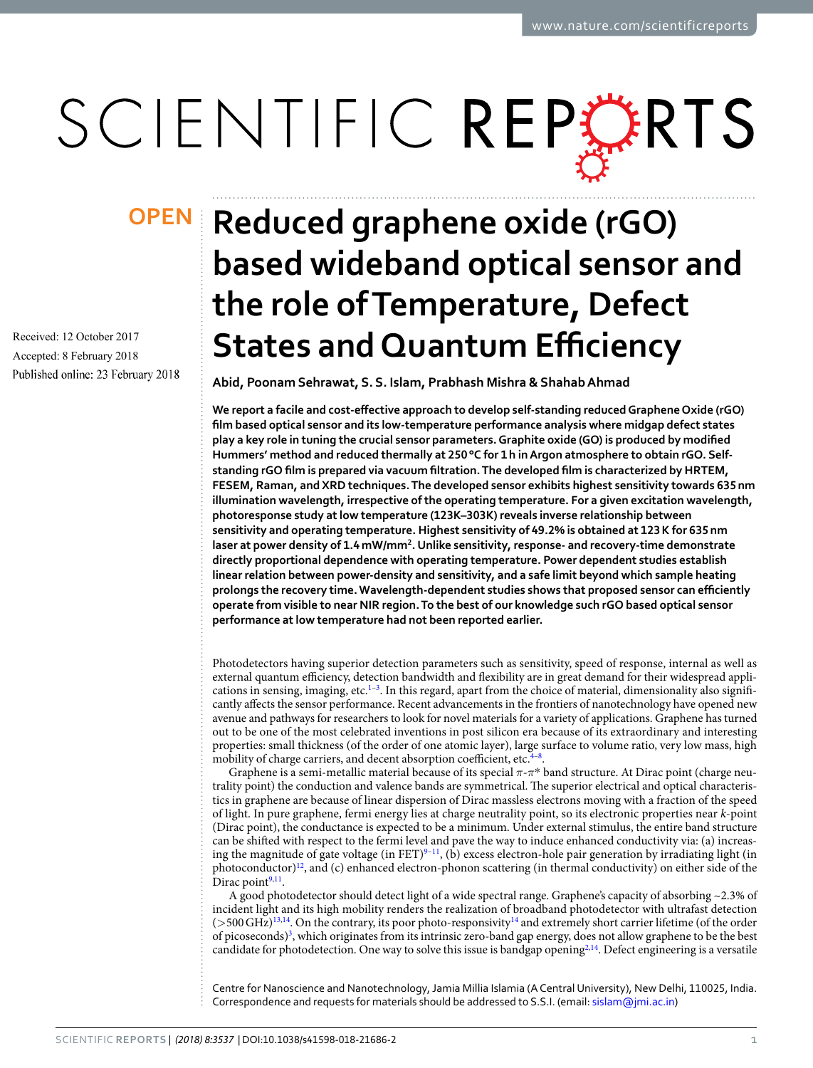# Reduced graphene oxide (rGO) based wideband optical sensor and the role of Temperature, Defect States and Quantum Efficiency

Received: 12 October 2017

Accepted: 8 February 2018

Published online: 23 February 2018

**Abid, Poonam Sehrawat, S. S. Islam, Prabhash Mishra & Shahab Ahmad**

**We report a facile and cost-effective approach to develop self-standing reduced Graphene Oxide (rGO) film based optical sensor and its low-temperature performance analysis where midgap defect states play a key role in tuning the crucial sensor parameters. Graphite oxide (GO) is produced by modified Hummers' method and reduced thermally at 250 °C for 1 h in Argon atmosphere to obtain rGO. Self-standing rGO film is prepared via vacuum filtration. The developed film is characterized by HRTEM, FESEM, Raman, and XRD techniques. The developed sensor exhibits highest sensitivity towards 635 nm illumination wavelength, irrespective of the operating temperature. For a given excitation wavelength, photoresponse study at low temperature (123K–303K) reveals inverse relationship between sensitivity and operating temperature. Highest sensitivity of 49.2% is obtained at 123 K for 635 nm laser at power density of 1.4 mW/mm$^2$. Unlike sensitivity, response- and recovery-time demonstrate directly proportional dependence with operating temperature. Power dependent studies establish linear relation between power-density and sensitivity, and a safe limit beyond which sample heating prolongs the recovery time. Wavelength-dependent studies shows that proposed sensor can efficiently operate from visible to near NIR region. To the best of our knowledge such rGO based optical sensor performance at low temperature had not been reported earlier.**

Photodetectors having superior detection parameters such as sensitivity, speed of response, internal as well as external quantum efficiency, detection bandwidth and flexibility are in great demand for their widespread applications in sensing, imaging, etc.[1–3]. In this regard, apart from the choice of material, dimensionality also significantly affects the sensor performance. Recent advancements in the frontiers of nanotechnology have opened new avenue and pathways for researchers to look for novel materials for a variety of applications. Graphene has turned out to be one of the most celebrated inventions in post silicon era because of its extraordinary and interesting properties: small thickness (of the order of one atomic layer), large surface to volume ratio, very low mass, high mobility of charge carriers, and decent absorption coefficient, etc.[4–8].

Graphene is a semi-metallic material because of its special $\pi$-$\pi$* band structure. At Dirac point (charge neutrality point) the conduction and valence bands are symmetrical. The superior electrical and optical characteristics in graphene are because of linear dispersion of Dirac massless electrons moving with a fraction of the speed of light. In pure graphene, fermi energy lies at charge neutrality point, so its electronic properties near *k*-point (Dirac point), the conductance is expected to be a minimum. Under external stimulus, the entire band structure can be shifted with respect to the fermi level and pave the way to induce enhanced conductivity via: (a) increasing the magnitude of gate voltage (in FET)[9–11], (b) excess electron-hole pair generation by irradiating light (in photoconductor)[12], and (c) enhanced electron-phonon scattering (in thermal conductivity) on either side of the Dirac point[9,11].

A good photodetector should detect light of a wide spectral range. Graphene's capacity of absorbing ~2.3% of incident light and its high mobility renders the realization of broadband photodetector with ultrafast detection (>500 GHz)[13,14]. On the contrary, its poor photo-responsivity[14] and extremely short carrier lifetime (of the order of picoseconds)[3], which originates from its intrinsic zero-band gap energy, does not allow graphene to be the best candidate for photodetection. One way to solve this issue is bandgap opening[2,14]. Defect engineering is a versatile

Centre for Nanoscience and Nanotechnology, Jamia Millia Islamia (A Central University), New Delhi, 110025, India. Correspondence and requests for materials should be addressed to S.S.I. (email: sislam@jmi.ac.in)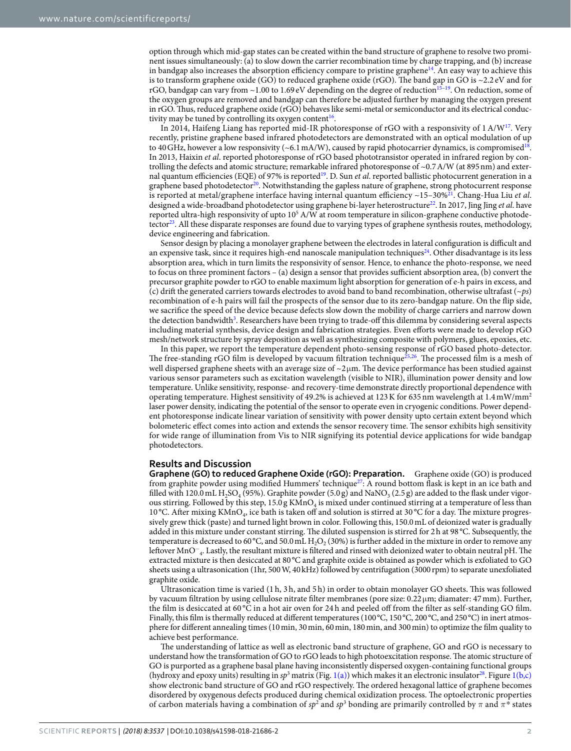option through which mid-gap states can be created within the band structure of graphene to resolve two prominent issues simultaneously: (a) to slow down the carrier recombination time by charge trapping, and (b) increase in bandgap also increases the absorption efficiency compare to pristine graphene[14]. An easy way to achieve this is to transform graphene oxide (GO) to reduced graphene oxide (rGO). The band gap in GO is ~2.2 eV and for rGO, bandgap can vary from ~1.00 to 1.69 eV depending on the degree of reduction[15–19]. On reduction, some of the oxygen groups are removed and bandgap can therefore be adjusted further by managing the oxygen present in rGO. Thus, reduced graphene oxide (rGO) behaves like semi-metal or semiconductor and its electrical conductivity may be tuned by controlling its oxygen content[16].

In 2014, Haifeng Liang has reported mid-IR photoresponse of rGO with a responsivity of 1 A/W[17]. Very recently, pristine graphene based infrared photodetectors are demonstrated with an optical modulation of up to 40 GHz, however a low responsivity (~6.1 mA/W), caused by rapid photocarrier dynamics, is compromised[18]. In 2013, Haixin *et al*. reported photoresponse of rGO based phototransistor operated in infrared region by controlling the defects and atomic structure; remarkable infrared photoresponse of ~0.7 A/W (at 895 nm) and external quantum efficiencies (EQE) of 97% is reported[19]. D. Sun *et al*. reported ballistic photocurrent generation in a graphene based photodetector[20]. Notwithstanding the gapless nature of graphene, strong photocurrent response is reported at metal/graphene interface having internal quantum efficiency ~15–30%[21]. Chang-Hua Liu *et al*. designed a wide-broadband photodetector using graphene bi-layer heterostructure[22]. In 2017, Jing Jing *et al*. have reported ultra-high responsivity of upto $10^5$ A/W at room temperature in silicon-graphene conductive photodetector[23]. All these disparate responses are found due to varying types of graphene synthesis routes, methodology, device engineering and fabrication.

Sensor design by placing a monolayer graphene between the electrodes in lateral configuration is difficult and an expensive task, since it requires high-end nanoscale manipulation techniques[24]. Other disadvantage is its less absorption area, which in turn limits the responsivity of sensor. Hence, to enhance the photo-response, we need to focus on three prominent factors – (a) design a sensor that provides sufficient absorption area, (b) convert the precursor graphite powder to rGO to enable maximum light absorption for generation of e-h pairs in excess, and (c) drift the generated carriers towards electrodes to avoid band to band recombination, otherwise ultrafast (~*ps*) recombination of e-h pairs will fail the prospects of the sensor due to its zero-bandgap nature. On the flip side, we sacrifice the speed of the device because defects slow down the mobility of charge carriers and narrow down the detection bandwidth[3]. Researchers have been trying to trade-off this dilemma by considering several aspects including material synthesis, device design and fabrication strategies. Even efforts were made to develop rGO mesh/network structure by spray deposition as well as synthesizing composite with polymers, glues, epoxies, etc.

In this paper, we report the temperature dependent photo-sensing response of rGO based photo-detector. The free-standing rGO film is developed by vacuum filtration technique[25,26]. The processed film is a mesh of well dispersed graphene sheets with an average size of ~2 μm. The device performance has been studied against various sensor parameters such as excitation wavelength (visible to NIR), illumination power density and low temperature. Unlike sensitivity, response- and recovery-time demonstrate directly proportional dependence with operating temperature. Highest sensitivity of 49.2% is achieved at 123 K for 635 nm wavelength at 1.4 mW/mm$^2$ laser power density, indicating the potential of the sensor to operate even in cryogenic conditions. Power dependent photoresponse indicate linear variation of sensitivity with power density upto certain extent beyond which bolometeric effect comes into action and extends the sensor recovery time. The sensor exhibits high sensitivity for wide range of illumination from Vis to NIR signifying its potential device applications for wide bandgap photodetectors.

## Results and Discussion

**Graphene (GO) to reduced Graphene Oxide (rGO): Preparation.** Graphene oxide (GO) is produced from graphite powder using modified Hummers' technique[27]: A round bottom flask is kept in an ice bath and filled with 120.0 mL $H_2SO_4$ (95%). Graphite powder (5.0 g) and $NaNO_3$ (2.5 g) are added to the flask under vigorous stirring. Followed by this step, 15.0 g $KMnO_4$ is mixed under continued stirring at a temperature of less than 10 °C. After mixing $KMnO_4$, ice bath is taken off and solution is stirred at 30 °C for a day. The mixture progressively grew thick (paste) and turned light brown in color. Following this, 150.0 mL of deionized water is gradually added in this mixture under constant stirring. The diluted suspension is stirred for 2 h at 98 °C. Subsequently, the temperature is decreased to 60 °C, and 50.0 mL $H_2O_2$ (30%) is further added in the mixture in order to remove any leftover $MnO^-{}_4$. Lastly, the resultant mixture is filtered and rinsed with deionized water to obtain neutral pH. The extracted mixture is then desiccated at 80 °C and graphite oxide is obtained as powder which is exfoliated to GO sheets using a ultrasonication (1hr, 500 W, 40 kHz) followed by centrifugation (3000 rpm) to separate unexfoliated graphite oxide.

Ultrasonication time is varied (1 h, 3 h, and 5 h) in order to obtain monolayer GO sheets. This was followed by vacuum filtration by using cellulose nitrate filter membranes (pore size: 0.22 μm; diamater: 47 mm). Further, the film is desiccated at 60 °C in a hot air oven for 24 h and peeled off from the filter as self-standing GO film. Finally, this film is thermally reduced at different temperatures (100 °C, 150 °C, 200 °C, and 250 °C) in inert atmosphere for different annealing times (10 min, 30 min, 60 min, 180 min, and 300 min) to optimize the film quality to achieve best performance.

The understanding of lattice as well as electronic band structure of graphene, GO and rGO is necessary to understand how the transformation of GO to rGO leads to high photoexcitation response. The atomic structure of GO is purported as a graphene basal plane having inconsistently dispersed oxygen-containing functional groups (hydroxy and epoxy units) resulting in $sp^3$ matrix (Fig. 1(a)) which makes it an electronic insulator[28]. Figure 1(b,c) show electronic band structure of GO and rGO respectively. The ordered hexagonal lattice of graphene becomes disordered by oxygenous defects produced during chemical oxidization process. The optoelectronic properties of carbon materials having a combination of $sp^2$ and $sp^3$ bonding are primarily controlled by $\pi$ and $\pi^*$ states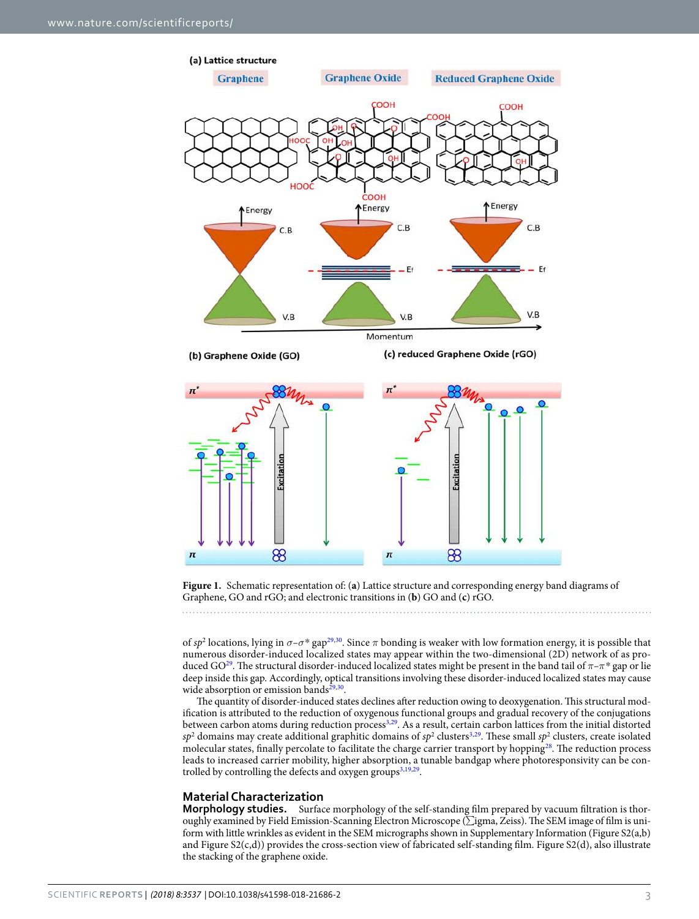Figure 1. Schematic representation of: (**a**) Lattice structure and corresponding energy band diagrams of Graphene, GO and rGO; and electronic transitions in (**b**) GO and (**c**) rGO.

of $sp^2$ locations, lying in $\sigma$–$\sigma^*$ gap[29,30]. Since $\pi$ bonding is weaker with low formation energy, it is possible that numerous disorder-induced localized states may appear within the two-dimensional (2D) network of as produced GO[29]. The structural disorder-induced localized states might be present in the band tail of $\pi$–$\pi^*$ gap or lie deep inside this gap. Accordingly, optical transitions involving these disorder-induced localized states may cause wide absorption or emission bands[29,30].

The quantity of disorder-induced states declines after reduction owing to deoxygenation. This structural modification is attributed to the reduction of oxygenous functional groups and gradual recovery of the conjugations between carbon atoms during reduction process[3,29]. As a result, certain carbon lattices from the initial distorted $sp^2$ domains may create additional graphitic domains of $sp^2$ clusters[3,29]. These small $sp^2$ clusters, create isolated molecular states, finally percolate to facilitate the charge carrier transport by hopping[28]. The reduction process leads to increased carrier mobility, higher absorption, a tunable bandgap where photoresponsivity can be controlled by controlling the defects and oxygen groups[3,19,29].

## Material Characterization

**Morphology studies.** Surface morphology of the self-standing film prepared by vacuum filtration is thoroughly examined by Field Emission-Scanning Electron Microscope (∑igma, Zeiss). The SEM image of film is uniform with little wrinkles as evident in the SEM micrographs shown in Supplementary Information (Figure S2(a,b) and Figure S2(c,d)) provides the cross-section view of fabricated self-standing film. Figure S2(d), also illustrate the stacking of the graphene oxide.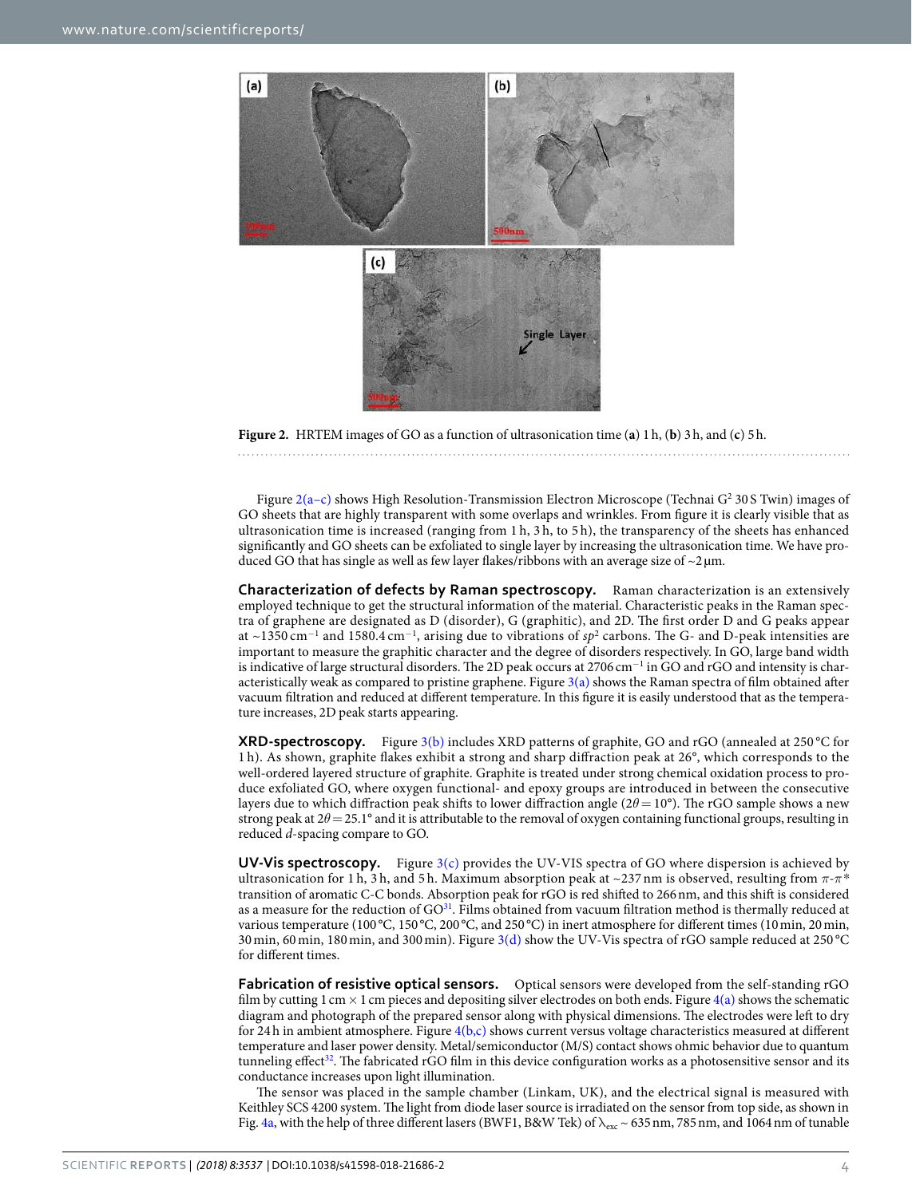**Figure 2.** HRTEM images of GO as a function of ultrasonication time (**a**) 1 h, (**b**) 3 h, and (**c**) 5 h.

Figure 2(a–c) shows High Resolution-Transmission Electron Microscope (Technai $G^2$ 30 S Twin) images of GO sheets that are highly transparent with some overlaps and wrinkles. From figure it is clearly visible that as ultrasonication time is increased (ranging from 1 h, 3 h, to 5 h), the transparency of the sheets has enhanced significantly and GO sheets can be exfoliated to single layer by increasing the ultrasonication time. We have produced GO that has single as well as few layer flakes/ribbons with an average size of ~2 μm.

**Characterization of defects by Raman spectroscopy.** Raman characterization is an extensively employed technique to get the structural information of the material. Characteristic peaks in the Raman spectra of graphene are designated as D (disorder), G (graphitic), and 2D. The first order D and G peaks appear at ~1350 $cm^{-1}$ and 1580.4 $cm^{-1}$, arising due to vibrations of $sp^2$ carbons. The G- and D-peak intensities are important to measure the graphitic character and the degree of disorders respectively. In GO, large band width is indicative of large structural disorders. The 2D peak occurs at 2706 $cm^{-1}$ in GO and rGO and intensity is characteristically weak as compared to pristine graphene. Figure 3(a) shows the Raman spectra of film obtained after vacuum filtration and reduced at different temperature. In this figure it is easily understood that as the temperature increases, 2D peak starts appearing.

**XRD-spectroscopy.** Figure 3(b) includes XRD patterns of graphite, GO and rGO (annealed at 250 °C for 1 h). As shown, graphite flakes exhibit a strong and sharp diffraction peak at 26°, which corresponds to the well-ordered layered structure of graphite. Graphite is treated under strong chemical oxidation process to produce exfoliated GO, where oxygen functional- and epoxy groups are introduced in between the consecutive layers due to which diffraction peak shifts to lower diffraction angle ($2\theta = 10°$). The rGO sample shows a new strong peak at $2\theta = 25.1°$ and it is attributable to the removal of oxygen containing functional groups, resulting in reduced *d*-spacing compare to GO.

**UV-Vis spectroscopy.** Figure 3(c) provides the UV-VIS spectra of GO where dispersion is achieved by ultrasonication for 1 h, 3 h, and 5 h. Maximum absorption peak at ~237 nm is observed, resulting from $\pi$-$\pi^*$ transition of aromatic C-C bonds. Absorption peak for rGO is red shifted to 266 nm, and this shift is considered as a measure for the reduction of GO[31]. Films obtained from vacuum filtration method is thermally reduced at various temperature (100 °C, 150 °C, 200 °C, and 250 °C) in inert atmosphere for different times (10 min, 20 min, 30 min, 60 min, 180 min, and 300 min). Figure 3(d) show the UV-Vis spectra of rGO sample reduced at 250 °C for different times.

**Fabrication of resistive optical sensors.** Optical sensors were developed from the self-standing rGO film by cutting 1 cm × 1 cm pieces and depositing silver electrodes on both ends. Figure 4(a) shows the schematic diagram and photograph of the prepared sensor along with physical dimensions. The electrodes were left to dry for 24 h in ambient atmosphere. Figure 4(b,c) shows current versus voltage characteristics measured at different temperature and laser power density. Metal/semiconductor (M/S) contact shows ohmic behavior due to quantum tunneling effect[32]. The fabricated rGO film in this device configuration works as a photosensitive sensor and its conductance increases upon light illumination.

The sensor was placed in the sample chamber (Linkam, UK), and the electrical signal is measured with Keithley SCS 4200 system. The light from diode laser source is irradiated on the sensor from top side, as shown in Fig. 4a, with the help of three different lasers (BWF1, B&W Tek) of $\lambda_{exc}$ ~ 635 nm, 785 nm, and 1064 nm of tunable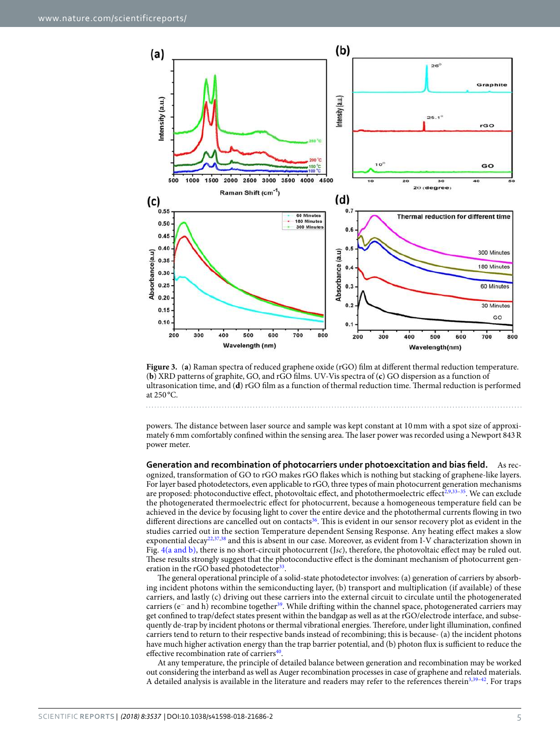**Figure 3.** (**a**) Raman spectra of reduced graphene oxide (rGO) film at different thermal reduction temperature. (**b**) XRD patterns of graphite, GO, and rGO films. UV-Vis spectra of (**c**) GO dispersion as a function of ultrasonication time, and (**d**) rGO film as a function of thermal reduction time. Thermal reduction is performed at 250 °C.

powers. The distance between laser source and sample was kept constant at 10 mm with a spot size of approximately 6 mm comfortably confined within the sensing area. The laser power was recorded using a Newport 843 R power meter.

**Generation and recombination of photocarriers under photoexcitation and bias field.** As recognized, transformation of GO to rGO makes rGO flakes which is nothing but stacking of graphene-like layers. For layer based photodetectors, even applicable to rGO, three types of main photocurrent generation mechanisms are proposed: photoconductive effect, photovoltaic effect, and photothermoelectric effect[2,9,33–35]. We can exclude the photogenerated thermoelectric effect for photocurrent, because a homogeneous temperature field can be achieved in the device by focusing light to cover the entire device and the photothermal currents flowing in two different directions are cancelled out on contacts[36]. This is evident in our sensor recovery plot as evident in the studies carried out in the section Temperature dependent Sensing Response. Any heating effect makes a slow exponential decay[22,37,38] and this is absent in our case. Moreover, as evident from I-V characterization shown in Fig. 4(a and b), there is no short-circuit photocurrent ($J_{sc}$), therefore, the photovoltaic effect may be ruled out. These results strongly suggest that the photoconductive effect is the dominant mechanism of photocurrent generation in the rGO based photodetector[33].

The general operational principle of a solid-state photodetector involves: (a) generation of carriers by absorbing incident photons within the semiconducting layer, (b) transport and multiplication (if available) of these carriers, and lastly (c) driving out these carriers into the external circuit to circulate until the photogenerated carriers ($e^-$ and h) recombine together[39]. While drifting within the channel space, photogenerated carriers may get confined to trap/defect states present within the bandgap as well as at the rGO/electrode interface, and subsequently de-trap by incident photons or thermal vibrational energies. Therefore, under light illumination, confined carriers tend to return to their respective bands instead of recombining; this is because- (a) the incident photons have much higher activation energy than the trap barrier potential, and (b) photon flux is sufficient to reduce the effective recombination rate of carriers[40].

At any temperature, the principle of detailed balance between generation and recombination may be worked out considering the interband as well as Auger recombination processes in case of graphene and related materials. A detailed analysis is available in the literature and readers may refer to the references therein[3,39–42]. For traps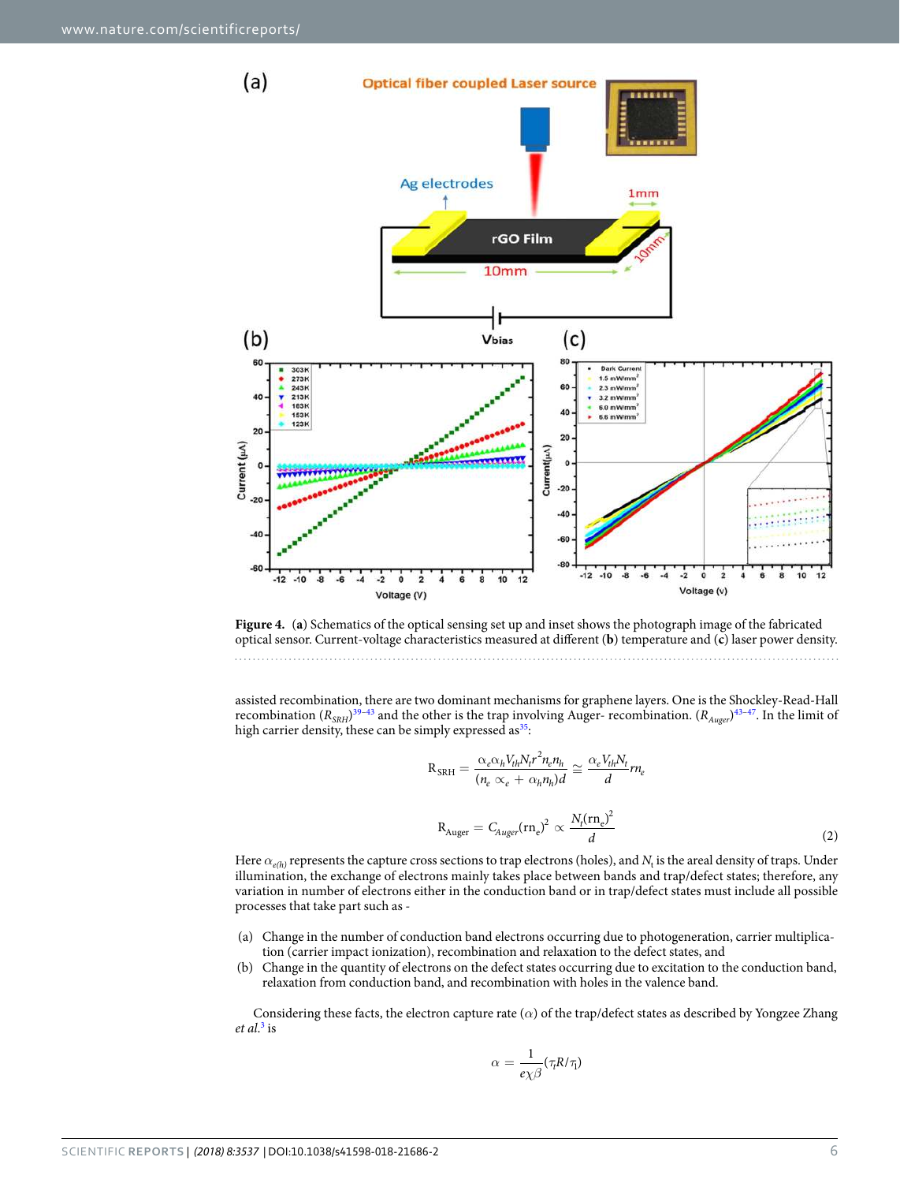**Figure 4.** (**a**) Schematics of the optical sensing set up and inset shows the photograph image of the fabricated optical sensor. Current-voltage characteristics measured at different (**b**) temperature and (**c**) laser power density.

assisted recombination, there are two dominant mechanisms for graphene layers. One is the Shockley-Read-Hall recombination ($R_{SRH}$)[39–43] and the other is the trap involving Auger- recombination. ($R_{Auger}$)[43–47]. In the limit of high carrier density, these can be simply expressed as[35]:

$$\mathrm{R_{SRH}} = \frac{\alpha_e \alpha_h V_{th} N_t r^2 n_e n_h}{(n_e \propto_e + \alpha_h n_h) d} \cong \frac{\alpha_e V_{th} N_t}{d} r n_e$$

$$\mathrm{R_{Auger}} = C_{Auger}(\mathrm{r n_e})^2 \propto \frac{N_t (\mathrm{r n_e})^2}{d} \tag{2}$$

Here $\alpha_{e(h)}$ represents the capture cross sections to trap electrons (holes), and $N_t$ is the areal density of traps. Under illumination, the exchange of electrons mainly takes place between bands and trap/defect states; therefore, any variation in number of electrons either in the conduction band or in trap/defect states must include all possible processes that take part such as -

(a) Change in the number of conduction band electrons occurring due to photogeneration, carrier multiplication (carrier impact ionization), recombination and relaxation to the defect states, and
(b) Change in the quantity of electrons on the defect states occurring due to excitation to the conduction band, relaxation from conduction band, and recombination with holes in the valence band.

Considering these facts, the electron capture rate ($\alpha$) of the trap/defect states as described by Yongzee Zhang *et al.*[3] is

$$\alpha = \frac{1}{e\chi\beta}(\tau_t R/\tau_1)$$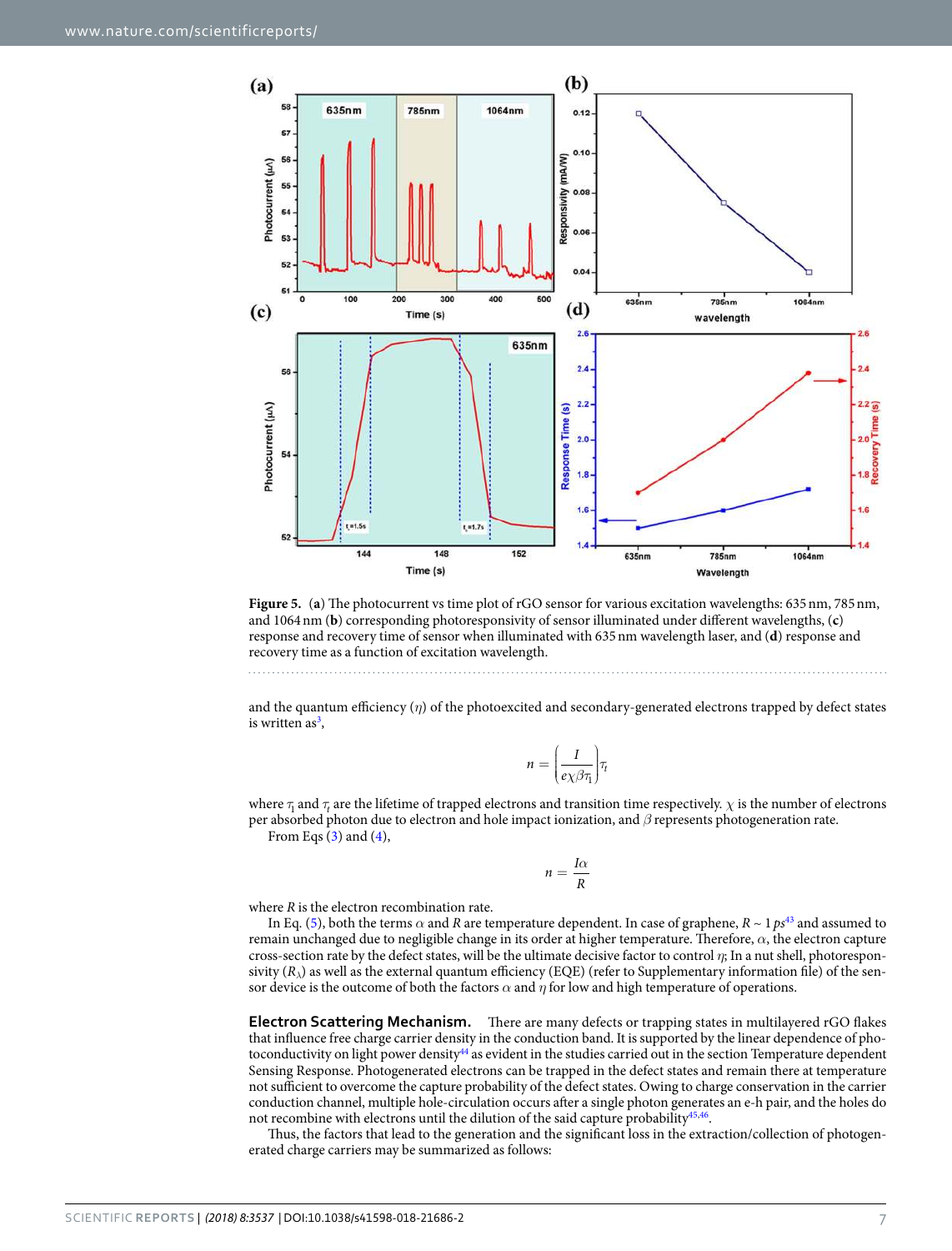**Figure 5.** (**a**) The photocurrent vs time plot of rGO sensor for various excitation wavelengths: 635 nm, 785 nm, and 1064 nm (**b**) corresponding photoresponsivity of sensor illuminated under different wavelengths, (**c**) response and recovery time of sensor when illuminated with 635 nm wavelength laser, and (**d**) response and recovery time as a function of excitation wavelength.

and the quantum efficiency ($\eta$) of the photoexcited and secondary-generated electrons trapped by defect states is written as[3],

$$n = \left(\frac{I}{e\chi\beta\tau_1}\right)\tau_t$$

where $\tau_1$ and $\tau_t$ are the lifetime of trapped electrons and transition time respectively. $\chi$ is the number of electrons per absorbed photon due to electron and hole impact ionization, and $\beta$ represents photogeneration rate.

From Eqs (3) and (4),

$$n = \frac{I\alpha}{R}$$

where $R$ is the electron recombination rate.

In Eq. (5), both the terms $\alpha$ and $R$ are temperature dependent. In case of graphene, $R \sim 1\,ps$[43] and assumed to remain unchanged due to negligible change in its order at higher temperature. Therefore, $\alpha$, the electron capture cross-section rate by the defect states, will be the ultimate decisive factor to control $\eta$; In a nut shell, photoresponsivity ($R_\lambda$) as well as the external quantum efficiency (EQE) (refer to Supplementary information file) of the sensor device is the outcome of both the factors $\alpha$ and $\eta$ for low and high temperature of operations.

**Electron Scattering Mechanism.** There are many defects or trapping states in multilayered rGO flakes that influence free charge carrier density in the conduction band. It is supported by the linear dependence of photoconductivity on light power density[44] as evident in the studies carried out in the section Temperature dependent Sensing Response. Photogenerated electrons can be trapped in the defect states and remain there at temperature not sufficient to overcome the capture probability of the defect states. Owing to charge conservation in the carrier conduction channel, multiple hole-circulation occurs after a single photon generates an e-h pair, and the holes do not recombine with electrons until the dilution of the said capture probability[45,46].

Thus, the factors that lead to the generation and the significant loss in the extraction/collection of photogenerated charge carriers may be summarized as follows: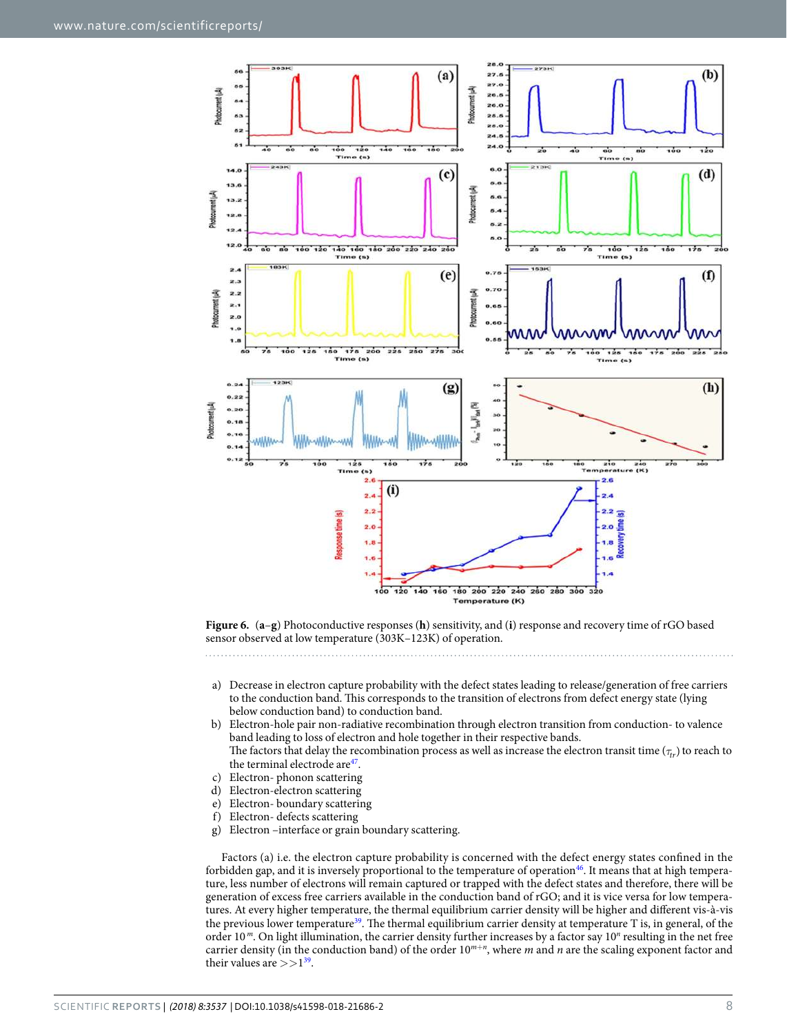**Figure 6.** (**a–g**) Photoconductive responses (**h**) sensitivity, and (**i**) response and recovery time of rGO based sensor observed at low temperature (303K–123K) of operation.

a) Decrease in electron capture probability with the defect states leading to release/generation of free carriers to the conduction band. This corresponds to the transition of electrons from defect energy state (lying below conduction band) to conduction band.
b) Electron-hole pair non-radiative recombination through electron transition from conduction- to valence band leading to loss of electron and hole together in their respective bands.
The factors that delay the recombination process as well as increase the electron transit time ($\tau_{Tr}$) to reach to the terminal electrode are[47].
c) Electron- phonon scattering
d) Electron-electron scattering
e) Electron- boundary scattering
f) Electron- defects scattering
g) Electron –interface or grain boundary scattering.

Factors (a) i.e. the electron capture probability is concerned with the defect energy states confined in the forbidden gap, and it is inversely proportional to the temperature of operation[46]. It means that at high temperature, less number of electrons will remain captured or trapped with the defect states and therefore, there will be generation of excess free carriers available in the conduction band of rGO; and it is vice versa for low temperatures. At every higher temperature, the thermal equilibrium carrier density will be higher and different vis-à-vis the previous lower temperature[39]. The thermal equilibrium carrier density at temperature T is, in general, of the order $10^{m}$. On light illumination, the carrier density further increases by a factor say $10^{n}$ resulting in the net free carrier density (in the conduction band) of the order $10^{m+n}$, where $m$ and $n$ are the scaling exponent factor and their values are $>>1$[39].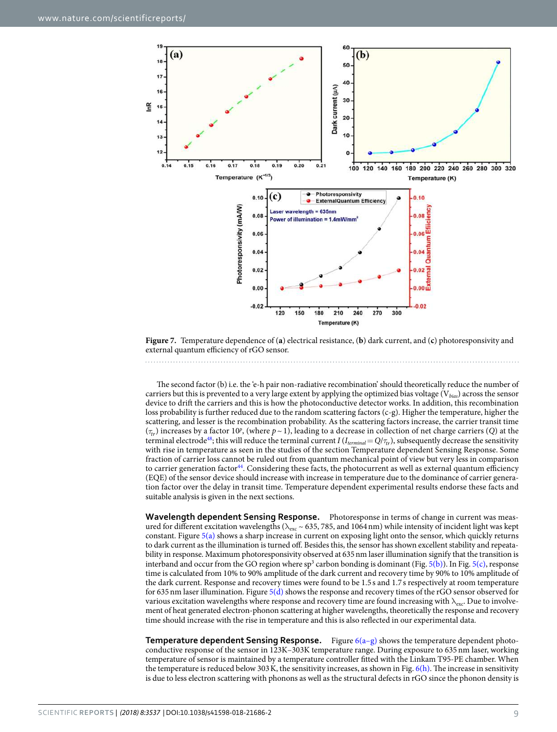**Figure 7.** Temperature dependence of (**a**) electrical resistance, (**b**) dark current, and (**c**) photoresponsivity and external quantum efficiency of rGO sensor.

The second factor (b) i.e. the 'e-h pair non-radiative recombination' should theoretically reduce the number of carriers but this is prevented to a very large extent by applying the optimized bias voltage ($V_{bias}$) across the sensor device to drift the carriers and this is how the photoconductive detector works. In addition, this recombination loss probability is further reduced due to the random scattering factors (c-g). Higher the temperature, higher the scattering, and lesser is the recombination probability. As the scattering factors increase, the carrier transit time ($\tau_{tr}$) increases by a factor $10^p$, (where $p \sim 1$), leading to a decrease in collection of net charge carriers ($Q$) at the terminal electrode[48]; this will reduce the terminal current $I$ ($I_{terminal} = Q/\tau_{tr}$), subsequently decrease the sensitivity with rise in temperature as seen in the studies of the section Temperature dependent Sensing Response. Some fraction of carrier loss cannot be ruled out from quantum mechanical point of view but very less in comparison to carrier generation factor[44]. Considering these facts, the photocurrent as well as external quantum efficiency (EQE) of the sensor device should increase with increase in temperature due to the dominance of carrier generation factor over the delay in transit time. Temperature dependent experimental results endorse these facts and suitable analysis is given in the next sections.

**Wavelength dependent Sensing Response.** Photoresponse in terms of change in current was measured for different excitation wavelengths ($\lambda_{exc} \sim 635$, 785, and 1064 nm) while intensity of incident light was kept constant. Figure 5(a) shows a sharp increase in current on exposing light onto the sensor, which quickly returns to dark current as the illumination is turned off. Besides this, the sensor has shown excellent stability and repeatability in response. Maximum photoresponsivity observed at 635 nm laser illumination signify that the transition is interband and occur from the GO region where $sp^3$ carbon bonding is dominant (Fig. 5(b)). In Fig. 5(c), response time is calculated from 10% to 90% amplitude of the dark current and recovery time by 90% to 10% amplitude of the dark current. Response and recovery times were found to be 1.5 s and 1.7 s respectively at room temperature for 635 nm laser illumination. Figure 5(d) shows the response and recovery times of the rGO sensor observed for various excitation wavelengths where response and recovery time are found increasing with $\lambda_{exc}$. Due to involvement of heat generated electron-phonon scattering at higher wavelengths, theoretically the response and recovery time should increase with the rise in temperature and this is also reflected in our experimental data.

**Temperature dependent Sensing Response.** Figure 6(a–g) shows the temperature dependent photoconductive response of the sensor in 123K–303K temperature range. During exposure to 635 nm laser, working temperature of sensor is maintained by a temperature controller fitted with the Linkam T95-PE chamber. When the temperature is reduced below 303 K, the sensitivity increases, as shown in Fig. 6(h). The increase in sensitivity is due to less electron scattering with phonons as well as the structural defects in rGO since the phonon density is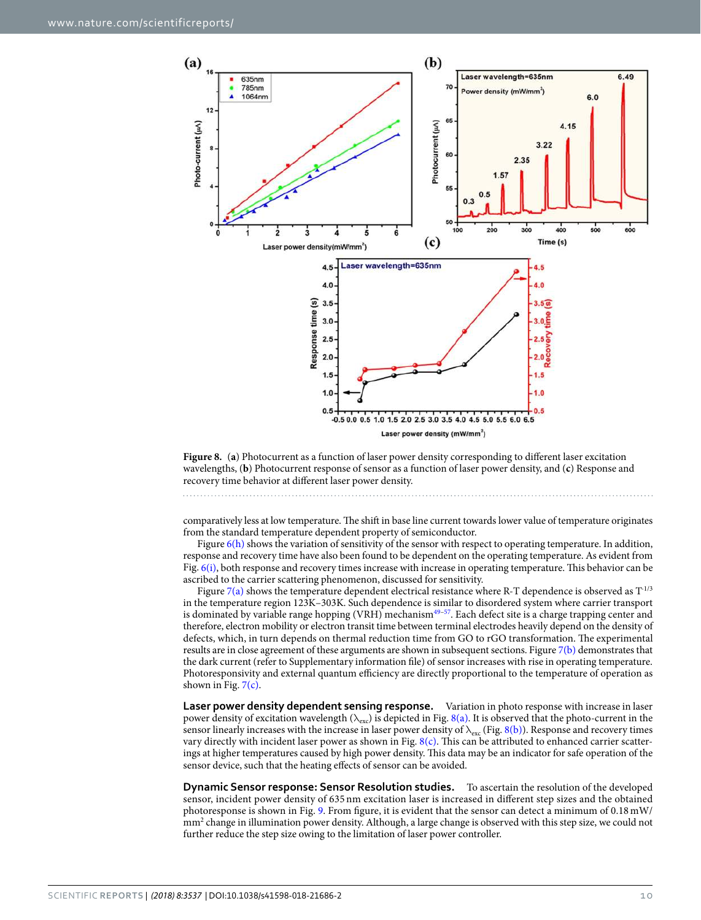**Figure 8.** (**a**) Photocurrent as a function of laser power density corresponding to different laser excitation wavelengths, (**b**) Photocurrent response of sensor as a function of laser power density, and (**c**) Response and recovery time behavior at different laser power density.

comparatively less at low temperature. The shift in base line current towards lower value of temperature originates from the standard temperature dependent property of semiconductor.

Figure 6(h) shows the variation of sensitivity of the sensor with respect to operating temperature. In addition, response and recovery time have also been found to be dependent on the operating temperature. As evident from Fig. 6(i), both response and recovery times increase with increase in operating temperature. This behavior can be ascribed to the carrier scattering phenomenon, discussed for sensitivity.

Figure 7(a) shows the temperature dependent electrical resistance where R-T dependence is observed as $T^{-1/3}$ in the temperature region 123K–303K. Such dependence is similar to disordered system where carrier transport is dominated by variable range hopping (VRH) mechanism[49–57]. Each defect site is a charge trapping center and therefore, electron mobility or electron transit time between terminal electrodes heavily depend on the density of defects, which, in turn depends on thermal reduction time from GO to rGO transformation. The experimental results are in close agreement of these arguments are shown in subsequent sections. Figure 7(b) demonstrates that the dark current (refer to Supplementary information file) of sensor increases with rise in operating temperature. Photoresponsivity and external quantum efficiency are directly proportional to the temperature of operation as shown in Fig. 7(c).

**Laser power density dependent sensing response.** Variation in photo response with increase in laser power density of excitation wavelength ($\lambda_{exc}$) is depicted in Fig. 8(a). It is observed that the photo-current in the sensor linearly increases with the increase in laser power density of $\lambda_{exc}$ (Fig. 8(b)). Response and recovery times vary directly with incident laser power as shown in Fig. 8(c). This can be attributed to enhanced carrier scatterings at higher temperatures caused by high power density. This data may be an indicator for safe operation of the sensor device, such that the heating effects of sensor can be avoided.

**Dynamic Sensor response: Sensor Resolution studies.** To ascertain the resolution of the developed sensor, incident power density of 635 nm excitation laser is increased in different step sizes and the obtained photoresponse is shown in Fig. 9. From figure, it is evident that the sensor can detect a minimum of 0.18 mW/mm² change in illumination power density. Although, a large change is observed with this step size, we could not further reduce the step size owing to the limitation of laser power controller.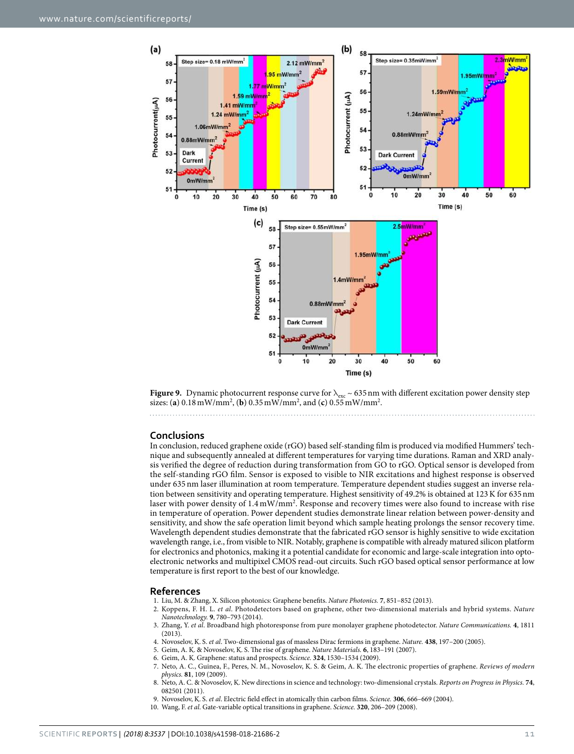Figure 9. Dynamic photocurrent response curve for $\lambda_{exc}$ ~ 635 nm with different excitation power density step sizes: (a) 0.18 mW/mm$^2$, (b) 0.35 mW/mm$^2$, and (c) 0.55 mW/mm$^2$.

## Conclusions

In conclusion, reduced graphene oxide (rGO) based self-standing film is produced via modified Hummers' technique and subsequently annealed at different temperatures for varying time durations. Raman and XRD analysis verified the degree of reduction during transformation from GO to rGO. Optical sensor is developed from the self-standing rGO film. Sensor is exposed to visible to NIR excitations and highest response is observed under 635 nm laser illumination at room temperature. Temperature dependent studies suggest an inverse relation between sensitivity and operating temperature. Highest sensitivity of 49.2% is obtained at 123 K for 635 nm laser with power density of 1.4 mW/mm$^2$. Response and recovery times were also found to increase with rise in temperature of operation. Power dependent studies demonstrate linear relation between power-density and sensitivity, and show the safe operation limit beyond which sample heating prolongs the sensor recovery time. Wavelength dependent studies demonstrate that the fabricated rGO sensor is highly sensitive to wide excitation wavelength range, i.e., from visible to NIR. Notably, graphene is compatible with already matured silicon platform for electronics and photonics, making it a potential candidate for economic and large-scale integration into optoelectronic networks and multipixel CMOS read-out circuits. Such rGO based optical sensor performance at low temperature is first report to the best of our knowledge.

## References

1. Liu, M. & Zhang, X. Silicon photonics: Graphene benefits. *Nature Photonics.* **7**, 851–852 (2013).
2. Koppens, F. H. L. *et al*. Photodetectors based on graphene, other two-dimensional materials and hybrid systems. *Nature Nanotechnology.* **9**, 780–793 (2014).
3. Zhang, Y. *et al*. Broadband high photoresponse from pure monolayer graphene photodetector. *Nature Communications.* **4**, 1811 (2013).
4. Novoselov, K. S. *et al*. Two-dimensional gas of massless Dirac fermions in graphene. *Nature.* **438**, 197–200 (2005).
5. Geim, A. K. & Novoselov, K. S. The rise of graphene. *Nature Materials.* **6**, 183–191 (2007).
6. Geim, A. K. Graphene: status and prospects. *Science.* **324**, 1530–1534 (2009).
7. Neto, A. C., Guinea, F., Peres, N. M., Novoselov, K. S. & Geim, A. K. The electronic properties of graphene. *Reviews of modern physics.* **81**, 109 (2009).
8. Neto, A. C. & Novoselov, K. New directions in science and technology: two-dimensional crystals. *Reports on Progress in Physics.* **74**, 082501 (2011).
9. Novoselov, K. S. *et al*. Electric field effect in atomically thin carbon films. *Science.* **306**, 666–669 (2004).
10. Wang, F. *et al*. Gate-variable optical transitions in graphene. *Science.* **320**, 206–209 (2008).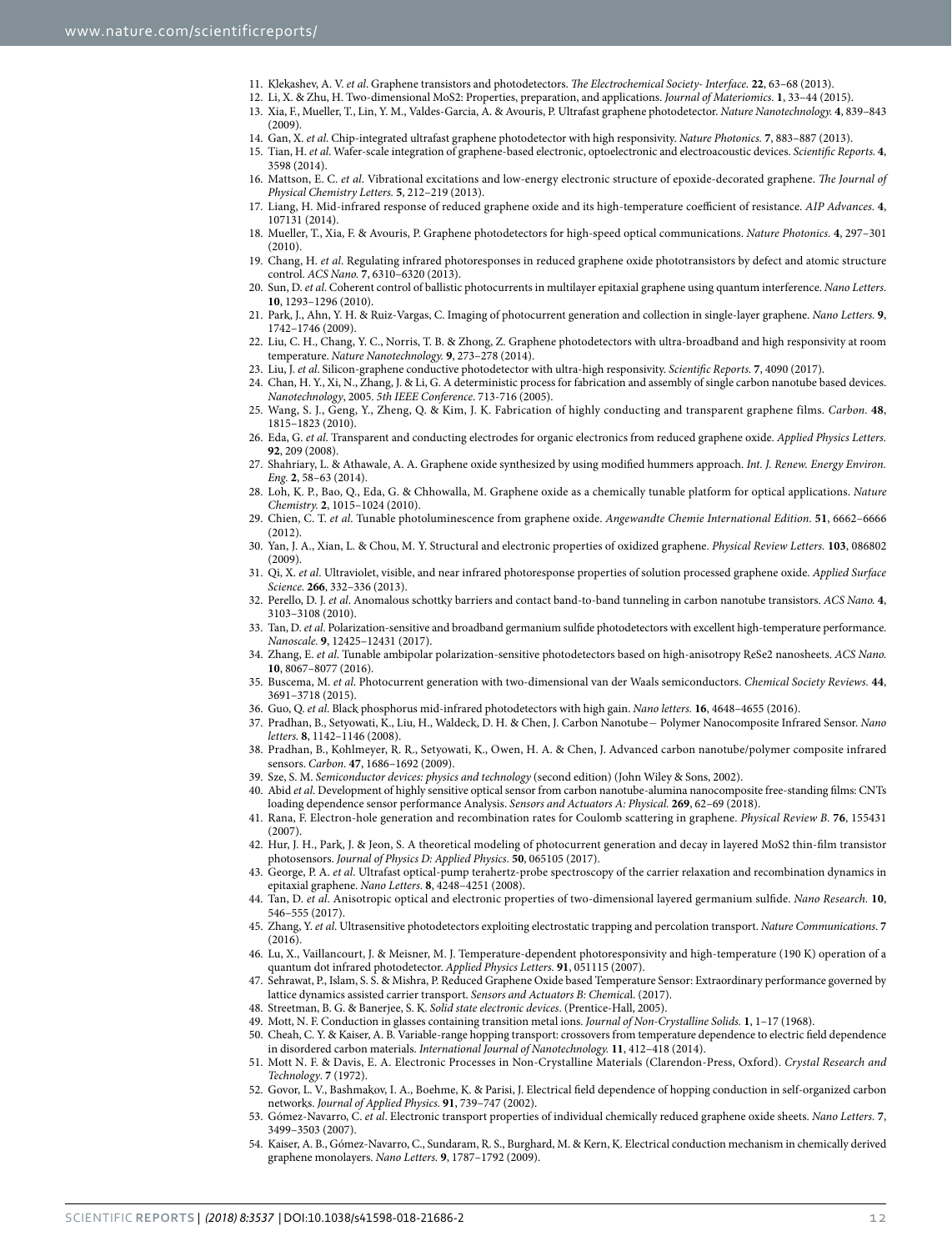11. Klekashev, A. V. *et al*. Graphene transistors and photodetectors. *The Electrochemical Society- Interface.* **22**, 63–68 (2013).
12. Li, X. & Zhu, H. Two-dimensional MoS2: Properties, preparation, and applications. *Journal of Materiomics.* **1**, 33–44 (2015).
13. Xia, F., Mueller, T., Lin, Y. M., Valdes-Garcia, A. & Avouris, P. Ultrafast graphene photodetector. *Nature Nanotechnology.* **4**, 839–843 (2009).
14. Gan, X. *et al*. Chip-integrated ultrafast graphene photodetector with high responsivity. *Nature Photonics.* **7**, 883–887 (2013).
15. Tian, H. *et al*. Wafer-scale integration of graphene-based electronic, optoelectronic and electroacoustic devices. *Scientific Reports.* **4**, 3598 (2014).
16. Mattson, E. C. *et al*. Vibrational excitations and low-energy electronic structure of epoxide-decorated graphene. *The Journal of Physical Chemistry Letters.* **5**, 212–219 (2013).
17. Liang, H. Mid-infrared response of reduced graphene oxide and its high-temperature coefficient of resistance. *AIP Advances.* **4**, 107131 (2014).
18. Mueller, T., Xia, F. & Avouris, P. Graphene photodetectors for high-speed optical communications. *Nature Photonics.* **4**, 297–301 (2010).
19. Chang, H. *et al*. Regulating infrared photoresponses in reduced graphene oxide phototransistors by defect and atomic structure control. *ACS Nano.* **7**, 6310–6320 (2013).
20. Sun, D. *et al*. Coherent control of ballistic photocurrents in multilayer epitaxial graphene using quantum interference. *Nano Letters.* **10**, 1293–1296 (2010).
21. Park, J., Ahn, Y. H. & Ruiz-Vargas, C. Imaging of photocurrent generation and collection in single-layer graphene. *Nano Letters.* **9**, 1742–1746 (2009).
22. Liu, C. H., Chang, Y. C., Norris, T. B. & Zhong, Z. Graphene photodetectors with ultra-broadband and high responsivity at room temperature. *Nature Nanotechnology.* **9**, 273–278 (2014).
23. Liu, J. *et al*. Silicon-graphene conductive photodetector with ultra-high responsivity. *Scientific Reports.* **7**, 4090 (2017).
24. Chan, H. Y., Xi, N., Zhang, J. & Li, G. A deterministic process for fabrication and assembly of single carbon nanotube based devices. *Nanotechnology*, 2005. *5th IEEE Conference*. 713-716 (2005).
25. Wang, S. J., Geng, Y., Zheng, Q. & Kim, J. K. Fabrication of highly conducting and transparent graphene films. *Carbon.* **48**, 1815–1823 (2010).
26. Eda, G. *et al*. Transparent and conducting electrodes for organic electronics from reduced graphene oxide. *Applied Physics Letters.* **92**, 209 (2008).
27. Shahriary, L. & Athawale, A. A. Graphene oxide synthesized by using modified hummers approach. *Int. J. Renew. Energy Environ. Eng.* **2**, 58–63 (2014).
28. Loh, K. P., Bao, Q., Eda, G. & Chhowalla, M. Graphene oxide as a chemically tunable platform for optical applications. *Nature Chemistry.* **2**, 1015–1024 (2010).
29. Chien, C. T. *et al*. Tunable photoluminescence from graphene oxide. *Angewandte Chemie International Edition.* **51**, 6662–6666 (2012).
30. Yan, J. A., Xian, L. & Chou, M. Y. Structural and electronic properties of oxidized graphene. *Physical Review Letters.* **103**, 086802 (2009).
31. Qi, X. *et al*. Ultraviolet, visible, and near infrared photoresponse properties of solution processed graphene oxide. *Applied Surface Science.* **266**, 332–336 (2013).
32. Perello, D. J. *et al*. Anomalous schottky barriers and contact band-to-band tunneling in carbon nanotube transistors. *ACS Nano.* **4**, 3103–3108 (2010).
33. Tan, D. *et al*. Polarization-sensitive and broadband germanium sulfide photodetectors with excellent high-temperature performance. *Nanoscale.* **9**, 12425–12431 (2017).
34. Zhang, E. *et al*. Tunable ambipolar polarization-sensitive photodetectors based on high-anisotropy ReSe2 nanosheets. *ACS Nano.* **10**, 8067–8077 (2016).
35. Buscema, M. *et al*. Photocurrent generation with two-dimensional van der Waals semiconductors. *Chemical Society Reviews.* **44**, 3691–3718 (2015).
36. Guo, Q. *et al*. Black phosphorus mid-infrared photodetectors with high gain. *Nano letters.* **16**, 4648–4655 (2016).
37. Pradhan, B., Setyowati, K., Liu, H., Waldeck, D. H. & Chen, J. Carbon Nanotube− Polymer Nanocomposite Infrared Sensor. *Nano letters.* **8**, 1142–1146 (2008).
38. Pradhan, B., Kohlmeyer, R. R., Setyowati, K., Owen, H. A. & Chen, J. Advanced carbon nanotube/polymer composite infrared sensors. *Carbon.* **47**, 1686–1692 (2009).
39. Sze, S. M. *Semiconductor devices: physics and technology* (second edition) (John Wiley & Sons, 2002).
40. Abid *et al*. Development of highly sensitive optical sensor from carbon nanotube-alumina nanocomposite free-standing films: CNTs loading dependence sensor performance Analysis. *Sensors and Actuators A: Physical.* **269**, 62–69 (2018).
41. Rana, F. Electron-hole generation and recombination rates for Coulomb scattering in graphene. *Physical Review B.* **76**, 155431 (2007).
42. Hur, J. H., Park, J. & Jeon, S. A theoretical modeling of photocurrent generation and decay in layered MoS2 thin-film transistor photosensors. *Journal of Physics D: Applied Physics.* **50**, 065105 (2017).
43. George, P. A. *et al*. Ultrafast optical-pump terahertz-probe spectroscopy of the carrier relaxation and recombination dynamics in epitaxial graphene. *Nano Letters.* **8**, 4248–4251 (2008).
44. Tan, D. *et al*. Anisotropic optical and electronic properties of two-dimensional layered germanium sulfide. *Nano Research.* **10**, 546–555 (2017).
45. Zhang, Y. *et al*. Ultrasensitive photodetectors exploiting electrostatic trapping and percolation transport. *Nature Communications.* **7** (2016).
46. Lu, X., Vaillancourt, J. & Meisner, M. J. Temperature-dependent photoresponsivity and high-temperature (190 K) operation of a quantum dot infrared photodetector. *Applied Physics Letters.* **91**, 051115 (2007).
47. Sehrawat, P., Islam, S. S. & Mishra, P. Reduced Graphene Oxide based Temperature Sensor: Extraordinary performance governed by lattice dynamics assisted carrier transport. *Sensors and Actuators B: Chemical.* (2017).
48. Streetman, B. G. & Banerjee, S. K. *Solid state electronic devices*. (Prentice-Hall, 2005).
49. Mott, N. F. Conduction in glasses containing transition metal ions. *Journal of Non-Crystalline Solids.* **1**, 1–17 (1968).
50. Cheah, C. Y. & Kaiser, A. B. Variable-range hopping transport: crossovers from temperature dependence to electric field dependence in disordered carbon materials. *International Journal of Nanotechnology.* **11**, 412–418 (2014).
51. Mott N. F. & Davis, E. A. Electronic Processes in Non-Crystalline Materials (Clarendon-Press, Oxford). *Crystal Research and Technology*. **7** (1972).
52. Govor, L. V., Bashmakov, I. A., Boehme, K. & Parisi, J. Electrical field dependence of hopping conduction in self-organized carbon networks. *Journal of Applied Physics.* **91**, 739–747 (2002).
53. Gómez-Navarro, C. *et al*. Electronic transport properties of individual chemically reduced graphene oxide sheets. *Nano Letters.* **7**, 3499–3503 (2007).
54. Kaiser, A. B., Gómez-Navarro, C., Sundaram, R. S., Burghard, M. & Kern, K. Electrical conduction mechanism in chemically derived graphene monolayers. *Nano Letters.* **9**, 1787–1792 (2009).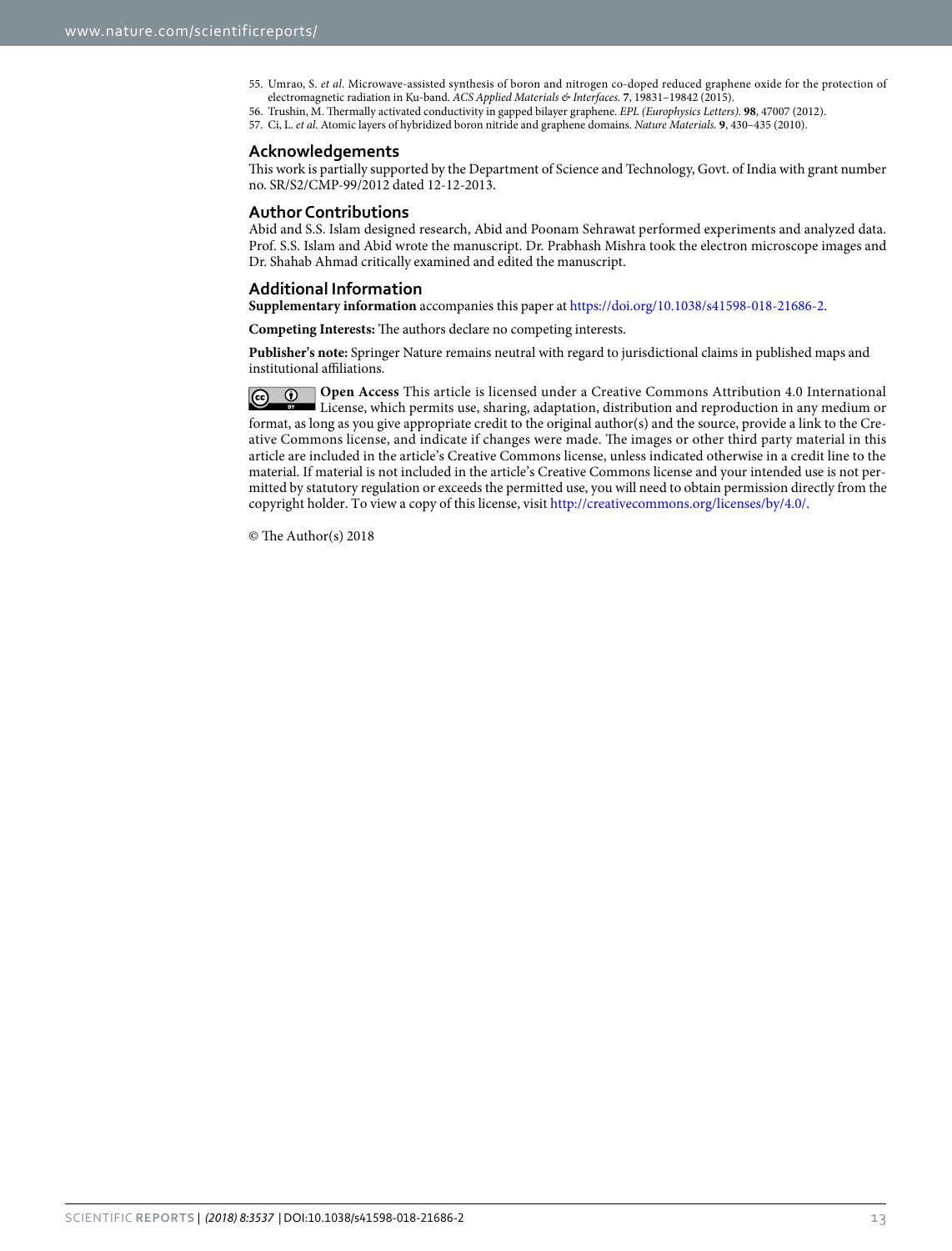55. Umrao, S. *et al*. Microwave-assisted synthesis of boron and nitrogen co-doped reduced graphene oxide for the protection of electromagnetic radiation in Ku-band. *ACS Applied Materials & Interfaces*. **7**, 19831–19842 (2015).
56. Trushin, M. Thermally activated conductivity in gapped bilayer graphene. *EPL (Europhysics Letters)*. **98**, 47007 (2012).
57. Ci, L. *et al*. Atomic layers of hybridized boron nitride and graphene domains. *Nature Materials*. **9**, 430–435 (2010).

## Acknowledgements

This work is partially supported by the Department of Science and Technology, Govt. of India with grant number no. SR/S2/CMP-99/2012 dated 12-12-2013.

## Author Contributions

Abid and S.S. Islam designed research, Abid and Poonam Sehrawat performed experiments and analyzed data. Prof. S.S. Islam and Abid wrote the manuscript. Dr. Prabhash Mishra took the electron microscope images and Dr. Shahab Ahmad critically examined and edited the manuscript.

## Additional Information

**Supplementary information** accompanies this paper at https://doi.org/10.1038/s41598-018-21686-2.

**Competing Interests:** The authors declare no competing interests.

**Publisher's note:** Springer Nature remains neutral with regard to jurisdictional claims in published maps and institutional affiliations.

**Open Access** This article is licensed under a Creative Commons Attribution 4.0 International License, which permits use, sharing, adaptation, distribution and reproduction in any medium or format, as long as you give appropriate credit to the original author(s) and the source, provide a link to the Creative Commons license, and indicate if changes were made. The images or other third party material in this article are included in the article's Creative Commons license, unless indicated otherwise in a credit line to the material. If material is not included in the article's Creative Commons license and your intended use is not permitted by statutory regulation or exceeds the permitted use, you will need to obtain permission directly from the copyright holder. To view a copy of this license, visit http://creativecommons.org/licenses/by/4.0/.

© The Author(s) 2018